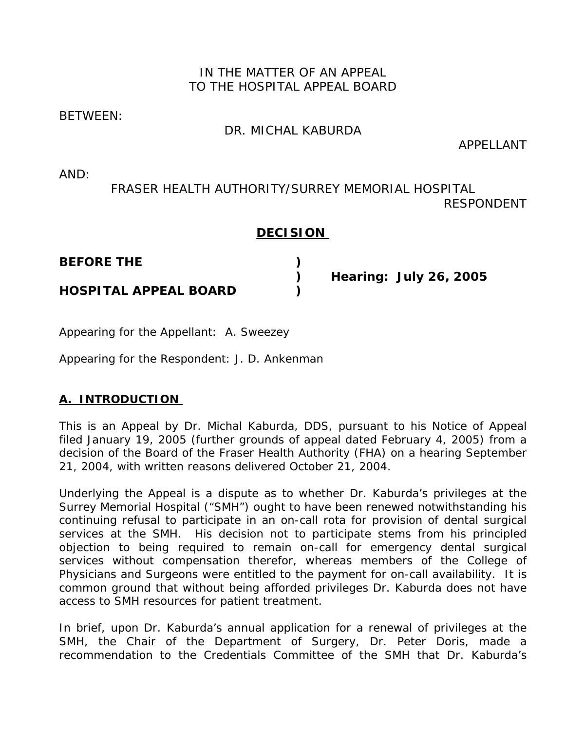IN THE MATTER OF AN APPEAL
TO THE HOSPITAL APPEAL BOARD

BETWEEN:

DR. MICHAL KABURDA

APPELLANT

AND:

FRASER HEALTH AUTHORITY/SURREY MEMORIAL HOSPITAL

RESPONDENT

**DECISION**

| | | |
|---|---|---|
| **BEFORE THE** | ) | |
| | ) | **Hearing: July 26, 2005** |
| **HOSPITAL APPEAL BOARD** | ) | |

Appearing for the Appellant: A. Sweezey

Appearing for the Respondent: J. D. Ankenman

## A. INTRODUCTION

This is an Appeal by Dr. Michal Kaburda, DDS, pursuant to his Notice of Appeal filed January 19, 2005 (further grounds of appeal dated February 4, 2005) from a decision of the Board of the Fraser Health Authority (FHA) on a hearing September 21, 2004, with written reasons delivered October 21, 2004.

Underlying the Appeal is a dispute as to whether Dr. Kaburda's privileges at the Surrey Memorial Hospital ("SMH") ought to have been renewed notwithstanding his continuing refusal to participate in an on-call rota for provision of dental surgical services at the SMH. His decision not to participate stems from his principled objection to being required to remain on-call for emergency dental surgical services without compensation therefor, whereas members of the College of Physicians and Surgeons were entitled to the payment for on-call availability. It is common ground that without being afforded privileges Dr. Kaburda does not have access to SMH resources for patient treatment.

In brief, upon Dr. Kaburda's annual application for a renewal of privileges at the SMH, the Chair of the Department of Surgery, Dr. Peter Doris, made a recommendation to the Credentials Committee of the SMH that Dr. Kaburda's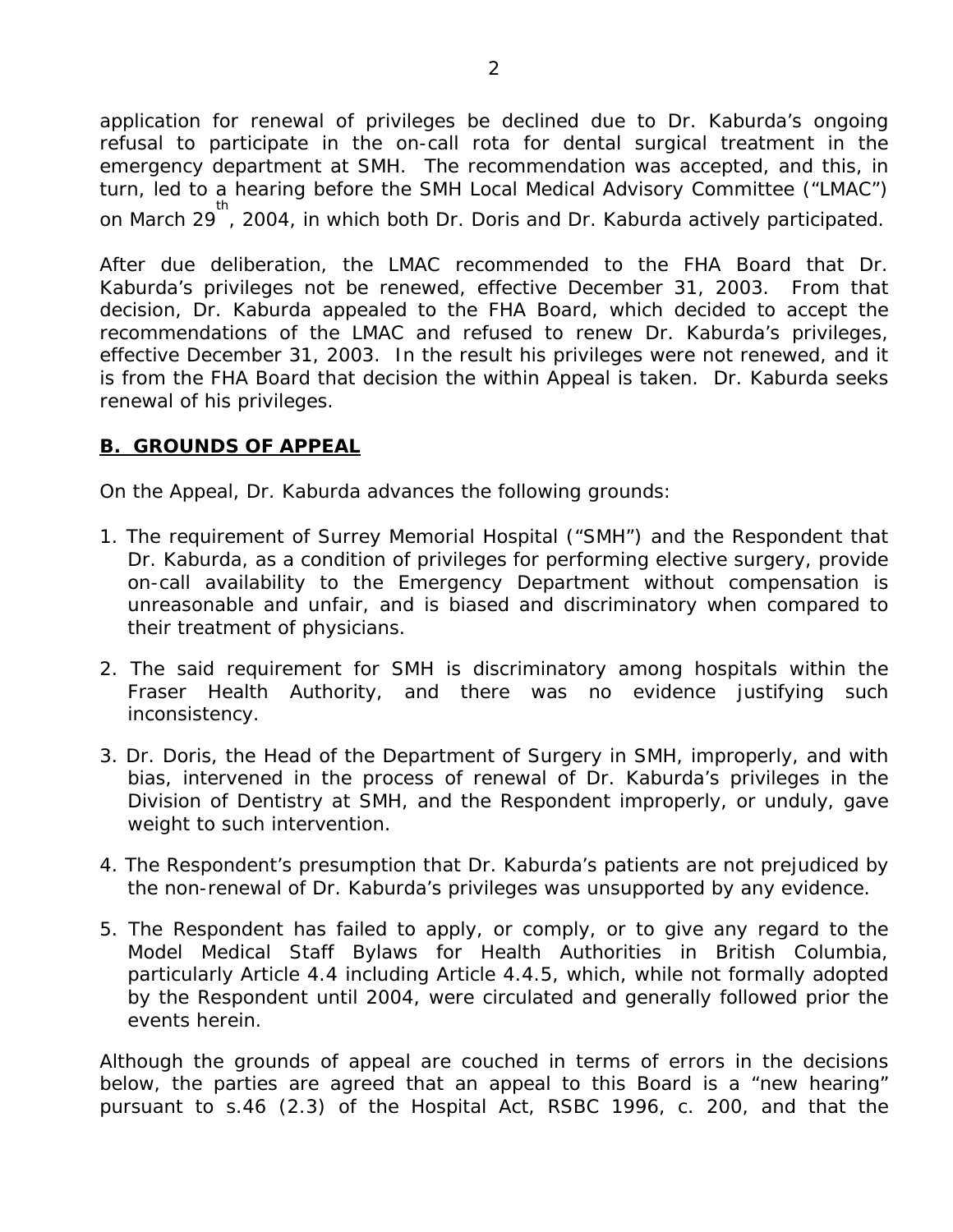application for renewal of privileges be declined due to Dr. Kaburda's ongoing refusal to participate in the on-call rota for dental surgical treatment in the emergency department at SMH. The recommendation was accepted, and this, in turn, led to a hearing before the SMH Local Medical Advisory Committee ("LMAC") on March 29th, 2004, in which both Dr. Doris and Dr. Kaburda actively participated.

After due deliberation, the LMAC recommended to the FHA Board that Dr. Kaburda's privileges not be renewed, effective December 31, 2003. From that decision, Dr. Kaburda appealed to the FHA Board, which decided to accept the recommendations of the LMAC and refused to renew Dr. Kaburda's privileges, effective December 31, 2003. In the result his privileges were not renewed, and it is from the FHA Board that decision the within Appeal is taken. Dr. Kaburda seeks renewal of his privileges.

## B. GROUNDS OF APPEAL

On the Appeal, Dr. Kaburda advances the following grounds:

1. The requirement of Surrey Memorial Hospital ("SMH") and the Respondent that Dr. Kaburda, as a condition of privileges for performing elective surgery, provide on-call availability to the Emergency Department without compensation is unreasonable and unfair, and is biased and discriminatory when compared to their treatment of physicians.

2. The said requirement for SMH is discriminatory among hospitals within the Fraser Health Authority, and there was no evidence justifying such inconsistency.

3. Dr. Doris, the Head of the Department of Surgery in SMH, improperly, and with bias, intervened in the process of renewal of Dr. Kaburda's privileges in the Division of Dentistry at SMH, and the Respondent improperly, or unduly, gave weight to such intervention.

4. The Respondent's presumption that Dr. Kaburda's patients are not prejudiced by the non-renewal of Dr. Kaburda's privileges was unsupported by any evidence.

5. The Respondent has failed to apply, or comply, or to give any regard to the Model Medical Staff Bylaws for Health Authorities in British Columbia, particularly Article 4.4 including Article 4.4.5, which, while not formally adopted by the Respondent until 2004, were circulated and generally followed prior the events herein.

Although the grounds of appeal are couched in terms of errors in the decisions below, the parties are agreed that an appeal to this Board is a "new hearing" pursuant to s.46 (2.3) of the Hospital Act, RSBC 1996, c. 200, and that the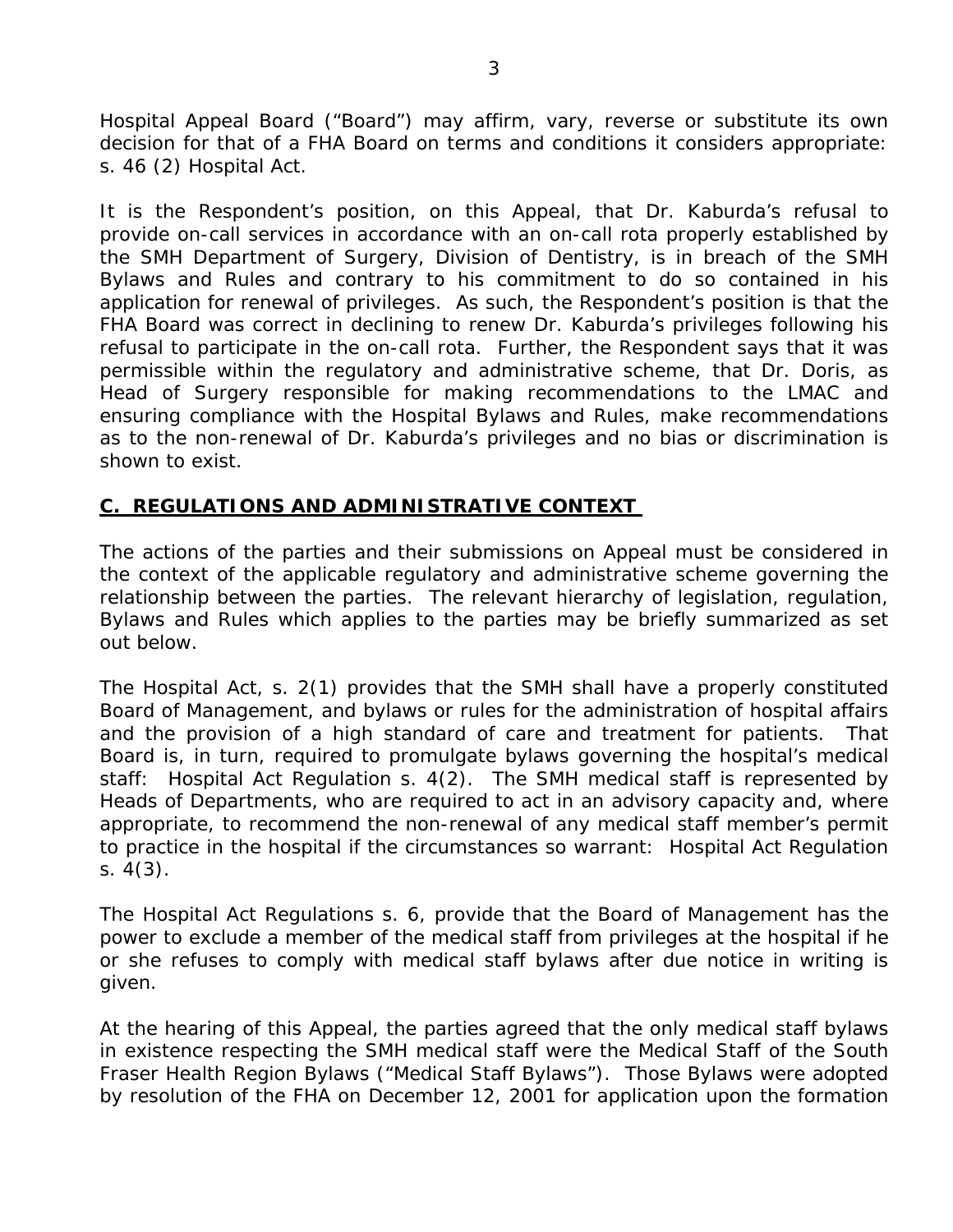Hospital Appeal Board ("Board") may affirm, vary, reverse or substitute its own decision for that of a FHA Board on terms and conditions it considers appropriate: s. 46 (2) Hospital Act.

It is the Respondent's position, on this Appeal, that Dr. Kaburda's refusal to provide on-call services in accordance with an on-call rota properly established by the SMH Department of Surgery, Division of Dentistry, is in breach of the SMH Bylaws and Rules and contrary to his commitment to do so contained in his application for renewal of privileges. As such, the Respondent's position is that the FHA Board was correct in declining to renew Dr. Kaburda's privileges following his refusal to participate in the on-call rota. Further, the Respondent says that it was permissible within the regulatory and administrative scheme, that Dr. Doris, as Head of Surgery responsible for making recommendations to the LMAC and ensuring compliance with the Hospital Bylaws and Rules, make recommendations as to the non-renewal of Dr. Kaburda's privileges and no bias or discrimination is shown to exist.

## C. REGULATIONS AND ADMINISTRATIVE CONTEXT

The actions of the parties and their submissions on Appeal must be considered in the context of the applicable regulatory and administrative scheme governing the relationship between the parties. The relevant hierarchy of legislation, regulation, Bylaws and Rules which applies to the parties may be briefly summarized as set out below.

The Hospital Act, s. 2(1) provides that the SMH shall have a properly constituted Board of Management, and bylaws or rules for the administration of hospital affairs and the provision of a high standard of care and treatment for patients. That Board is, in turn, required to promulgate bylaws governing the hospital's medical staff: Hospital Act Regulation s. 4(2). The SMH medical staff is represented by Heads of Departments, who are required to act in an advisory capacity and, where appropriate, to recommend the non-renewal of any medical staff member's permit to practice in the hospital if the circumstances so warrant: Hospital Act Regulation s. 4(3).

The Hospital Act Regulations s. 6, provide that the Board of Management has the power to exclude a member of the medical staff from privileges at the hospital if he or she refuses to comply with medical staff bylaws after due notice in writing is given.

At the hearing of this Appeal, the parties agreed that the only medical staff bylaws in existence respecting the SMH medical staff were the Medical Staff of the South Fraser Health Region Bylaws ("Medical Staff Bylaws"). Those Bylaws were adopted by resolution of the FHA on December 12, 2001 for application upon the formation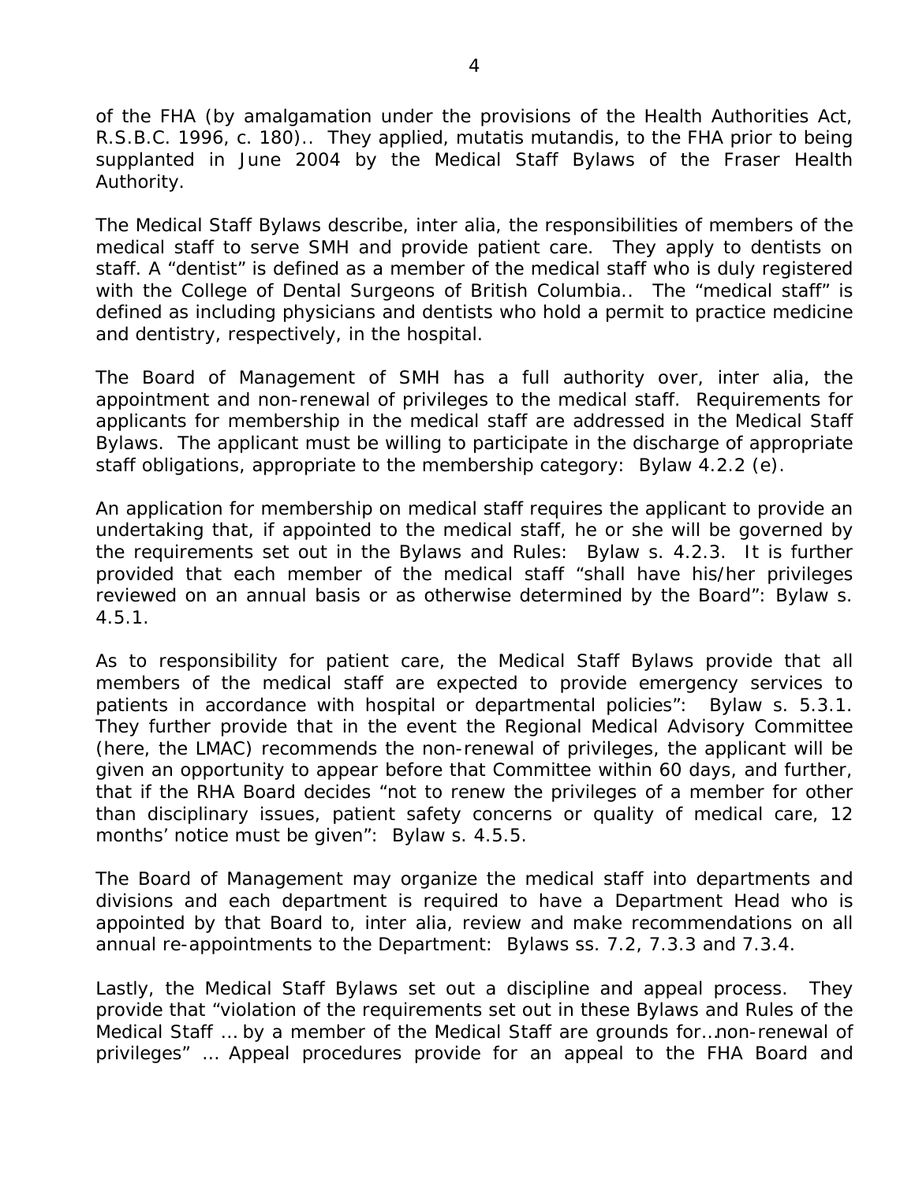of the FHA (by amalgamation under the provisions of the Health Authorities Act, R.S.B.C. 1996, c. 180).. They applied, mutatis mutandis, to the FHA prior to being supplanted in June 2004 by the Medical Staff Bylaws of the Fraser Health Authority.

The Medical Staff Bylaws describe, inter alia, the responsibilities of members of the medical staff to serve SMH and provide patient care. They apply to dentists on staff. A "dentist" is defined as a member of the medical staff who is duly registered with the College of Dental Surgeons of British Columbia.. The "medical staff" is defined as including physicians and dentists who hold a permit to practice medicine and dentistry, respectively, in the hospital.

The Board of Management of SMH has a full authority over, inter alia, the appointment and non-renewal of privileges to the medical staff. Requirements for applicants for membership in the medical staff are addressed in the Medical Staff Bylaws. The applicant must be willing to participate in the discharge of appropriate staff obligations, appropriate to the membership category: Bylaw 4.2.2 (e).

An application for membership on medical staff requires the applicant to provide an undertaking that, if appointed to the medical staff, he or she will be governed by the requirements set out in the Bylaws and Rules: Bylaw s. 4.2.3. It is further provided that each member of the medical staff "shall have his/her privileges reviewed on an annual basis or as otherwise determined by the Board": Bylaw s. 4.5.1.

As to responsibility for patient care, the Medical Staff Bylaws provide that all members of the medical staff are expected to provide emergency services to patients in accordance with hospital or departmental policies": Bylaw s. 5.3.1. They further provide that in the event the Regional Medical Advisory Committee (here, the LMAC) recommends the non-renewal of privileges, the applicant will be given an opportunity to appear before that Committee within 60 days, and further, that if the RHA Board decides "not to renew the privileges of a member for other than disciplinary issues, patient safety concerns or quality of medical care, 12 months' notice must be given": Bylaw s. 4.5.5.

The Board of Management may organize the medical staff into departments and divisions and each department is required to have a Department Head who is appointed by that Board to, inter alia, review and make recommendations on all annual re-appointments to the Department: Bylaws ss. 7.2, 7.3.3 and 7.3.4.

Lastly, the Medical Staff Bylaws set out a discipline and appeal process. They provide that "violation of the requirements set out in these Bylaws and Rules of the Medical Staff … by a member of the Medical Staff are grounds for…non-renewal of privileges" … Appeal procedures provide for an appeal to the FHA Board and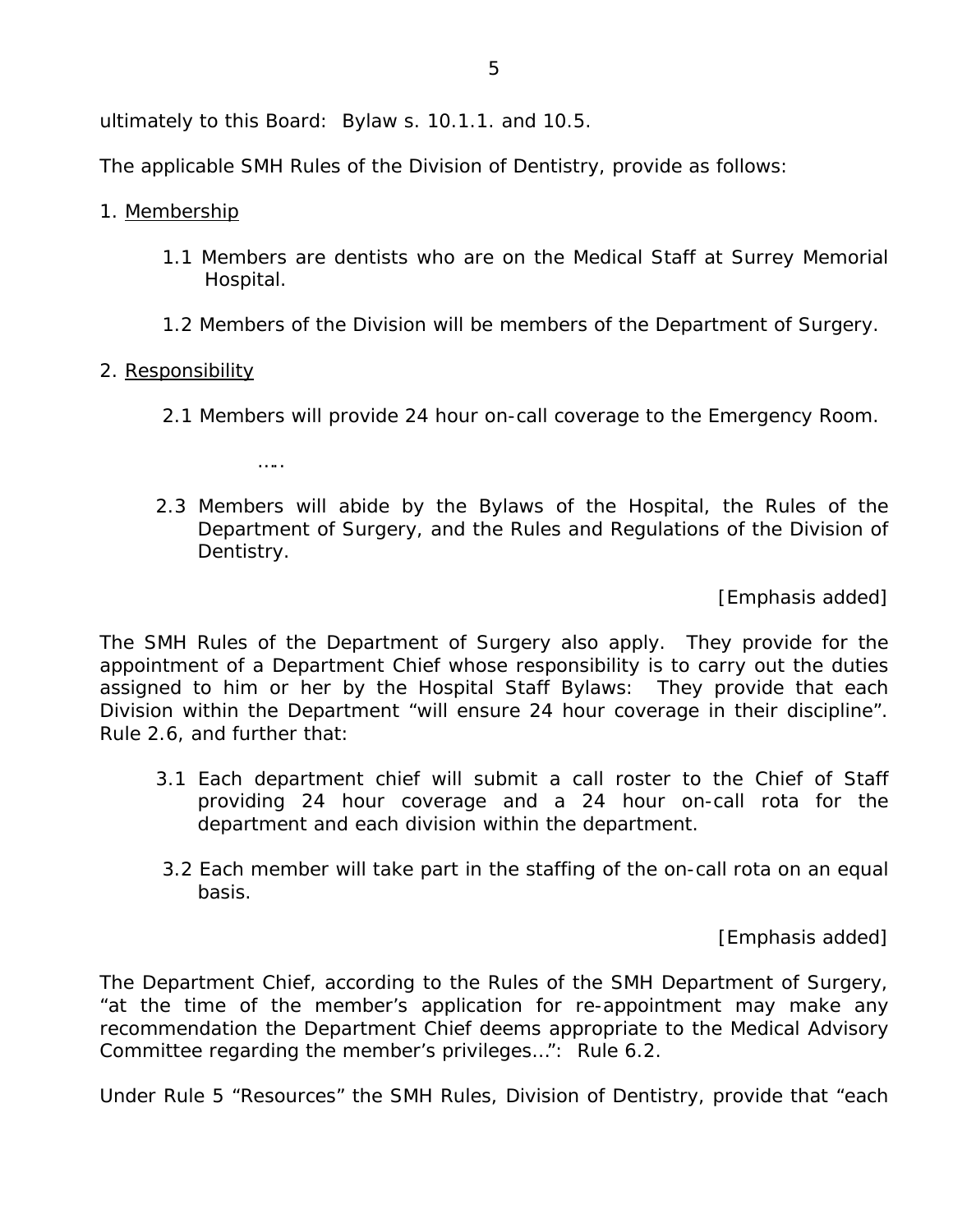ultimately to this Board: Bylaw s. 10.1.1. and 10.5.

The applicable SMH Rules of the Division of Dentistry, provide as follows:

1. Membership

> 1.1 Members are dentists who are on the Medical Staff at Surrey Memorial Hospital.
>
> 1.2 Members of the Division will be members of the Department of Surgery.

2. Responsibility

> 2.1 Members will provide 24 hour on-call coverage to the Emergency Room.
>
> …..
>
> 2.3 Members will abide by the Bylaws of the Hospital, the Rules of the Department of Surgery, and the Rules and Regulations of the Division of Dentistry.
>
> [Emphasis added]

The SMH Rules of the Department of Surgery also apply. They provide for the appointment of a Department Chief whose responsibility is to carry out the duties assigned to him or her by the Hospital Staff Bylaws: They provide that each Division within the Department "will ensure 24 hour coverage in their discipline". Rule 2.6, and further that:

> 3.1 Each department chief will submit a call roster to the Chief of Staff providing 24 hour coverage and a 24 hour on-call rota for the department and each division within the department.
>
> 3.2 Each member will take part in the staffing of the on-call rota on an equal basis.
>
> [Emphasis added]

The Department Chief, according to the Rules of the SMH Department of Surgery, "at the time of the member's application for re-appointment may make any recommendation the Department Chief deems appropriate to the Medical Advisory Committee regarding the member's privileges…": Rule 6.2.

Under Rule 5 "Resources" the SMH Rules, Division of Dentistry, provide that "each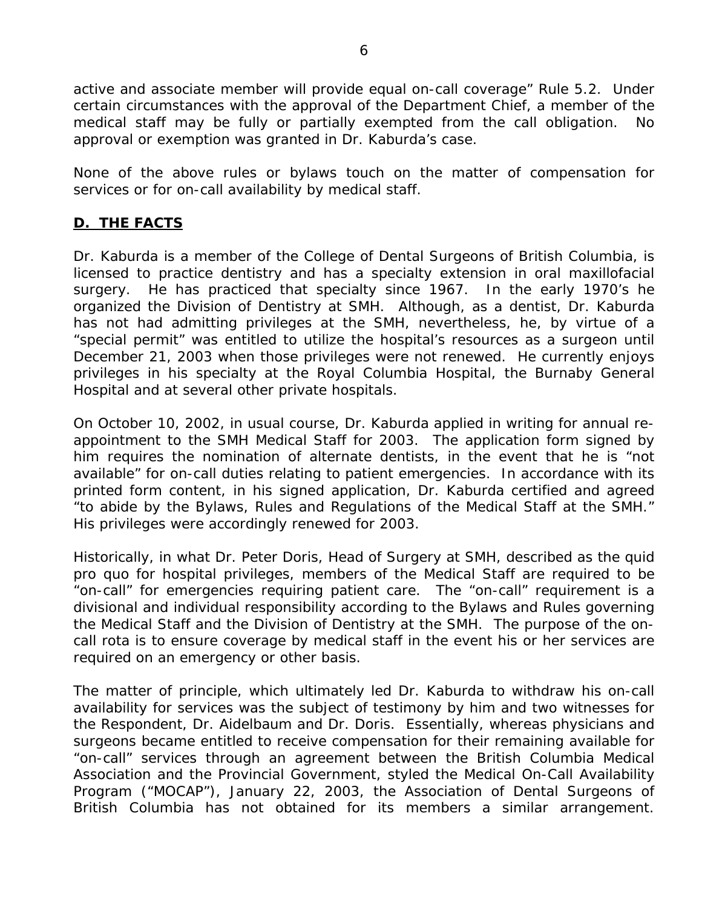active and associate member will provide equal on-call coverage" Rule 5.2. Under certain circumstances with the approval of the Department Chief, a member of the medical staff may be fully or partially exempted from the call obligation. No approval or exemption was granted in Dr. Kaburda's case.

None of the above rules or bylaws touch on the matter of compensation for services or for on-call availability by medical staff.

## **D. THE FACTS**

Dr. Kaburda is a member of the College of Dental Surgeons of British Columbia, is licensed to practice dentistry and has a specialty extension in oral maxillofacial surgery. He has practiced that specialty since 1967. In the early 1970's he organized the Division of Dentistry at SMH. Although, as a dentist, Dr. Kaburda has not had admitting privileges at the SMH, nevertheless, he, by virtue of a "special permit" was entitled to utilize the hospital's resources as a surgeon until December 21, 2003 when those privileges were not renewed. He currently enjoys privileges in his specialty at the Royal Columbia Hospital, the Burnaby General Hospital and at several other private hospitals.

On October 10, 2002, in usual course, Dr. Kaburda applied in writing for annual re-appointment to the SMH Medical Staff for 2003. The application form signed by him requires the nomination of alternate dentists, in the event that he is "not available" for on-call duties relating to patient emergencies. In accordance with its printed form content, in his signed application, Dr. Kaburda certified and agreed "to abide by the Bylaws, Rules and Regulations of the Medical Staff at the SMH." His privileges were accordingly renewed for 2003.

Historically, in what Dr. Peter Doris, Head of Surgery at SMH, described as the quid pro quo for hospital privileges, members of the Medical Staff are required to be "on-call" for emergencies requiring patient care. The "on-call" requirement is a divisional and individual responsibility according to the Bylaws and Rules governing the Medical Staff and the Division of Dentistry at the SMH. The purpose of the on-call rota is to ensure coverage by medical staff in the event his or her services are required on an emergency or other basis.

The matter of principle, which ultimately led Dr. Kaburda to withdraw his on-call availability for services was the subject of testimony by him and two witnesses for the Respondent, Dr. Aidelbaum and Dr. Doris. Essentially, whereas physicians and surgeons became entitled to receive compensation for their remaining available for "on-call" services through an agreement between the British Columbia Medical Association and the Provincial Government, styled the Medical On-Call Availability Program ("MOCAP"), January 22, 2003, the Association of Dental Surgeons of British Columbia has not obtained for its members a similar arrangement.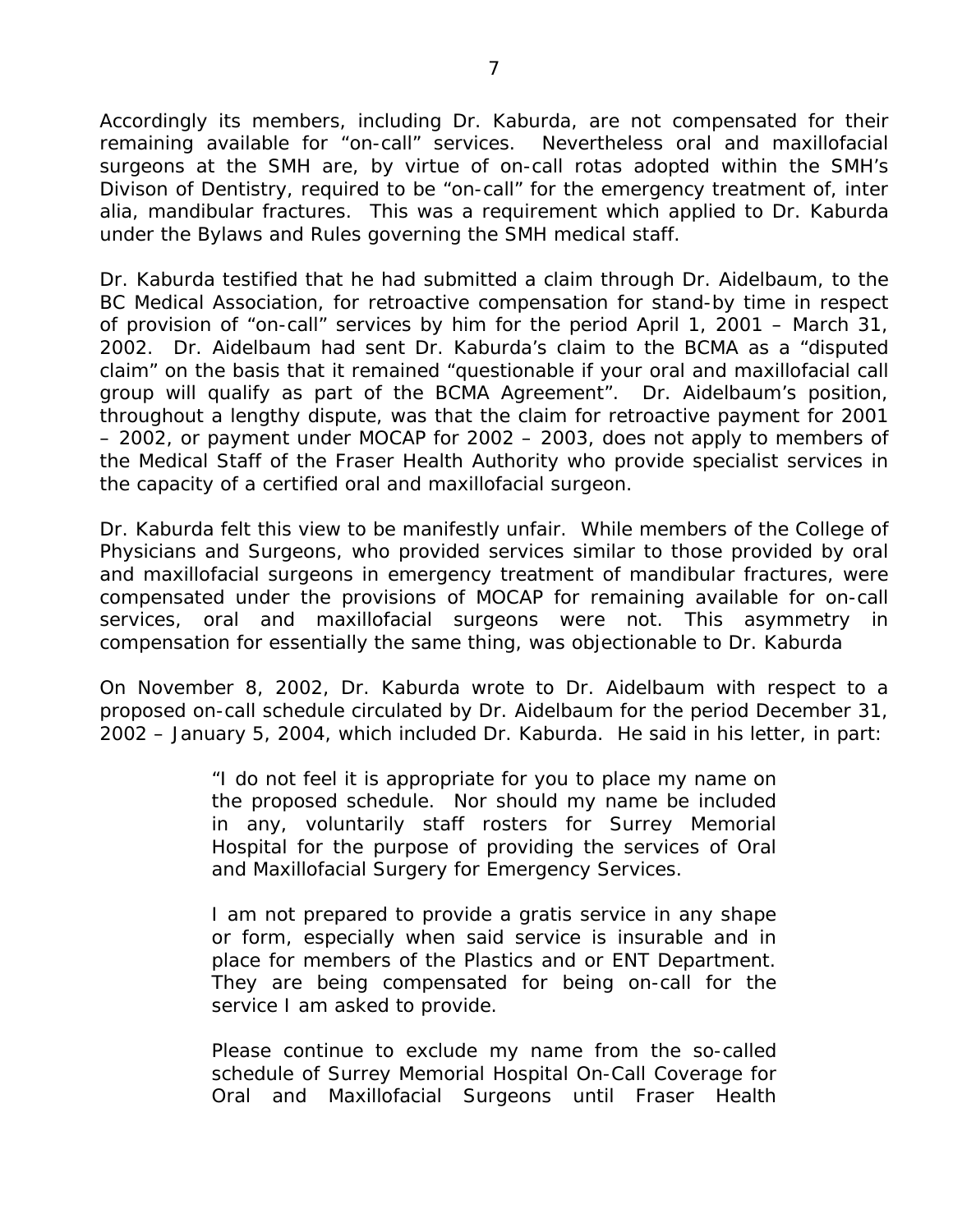Accordingly its members, including Dr. Kaburda, are not compensated for their remaining available for "on-call" services. Nevertheless oral and maxillofacial surgeons at the SMH are, by virtue of on-call rotas adopted within the SMH's Divison of Dentistry, required to be "on-call" for the emergency treatment of, inter alia, mandibular fractures. This was a requirement which applied to Dr. Kaburda under the Bylaws and Rules governing the SMH medical staff.

Dr. Kaburda testified that he had submitted a claim through Dr. Aidelbaum, to the BC Medical Association, for retroactive compensation for stand-by time in respect of provision of "on-call" services by him for the period April 1, 2001 – March 31, 2002. Dr. Aidelbaum had sent Dr. Kaburda's claim to the BCMA as a "disputed claim" on the basis that it remained "questionable if your oral and maxillofacial call group will qualify as part of the BCMA Agreement". Dr. Aidelbaum's position, throughout a lengthy dispute, was that the claim for retroactive payment for 2001 – 2002, or payment under MOCAP for 2002 – 2003, does not apply to members of the Medical Staff of the Fraser Health Authority who provide specialist services in the capacity of a certified oral and maxillofacial surgeon.

Dr. Kaburda felt this view to be manifestly unfair. While members of the College of Physicians and Surgeons, who provided services similar to those provided by oral and maxillofacial surgeons in emergency treatment of mandibular fractures, were compensated under the provisions of MOCAP for remaining available for on-call services, oral and maxillofacial surgeons were not. This asymmetry in compensation for essentially the same thing, was objectionable to Dr. Kaburda

On November 8, 2002, Dr. Kaburda wrote to Dr. Aidelbaum with respect to a proposed on-call schedule circulated by Dr. Aidelbaum for the period December 31, 2002 – January 5, 2004, which included Dr. Kaburda. He said in his letter, in part:

> "I do not feel it is appropriate for you to place my name on the proposed schedule. Nor should my name be included in any, voluntarily staff rosters for Surrey Memorial Hospital for the purpose of providing the services of Oral and Maxillofacial Surgery for Emergency Services.
>
> I am not prepared to provide a gratis service in any shape or form, especially when said service is insurable and in place for members of the Plastics and or ENT Department. They are being compensated for being on-call for the service I am asked to provide.
>
> Please continue to exclude my name from the so-called schedule of Surrey Memorial Hospital On-Call Coverage for Oral and Maxillofacial Surgeons until Fraser Health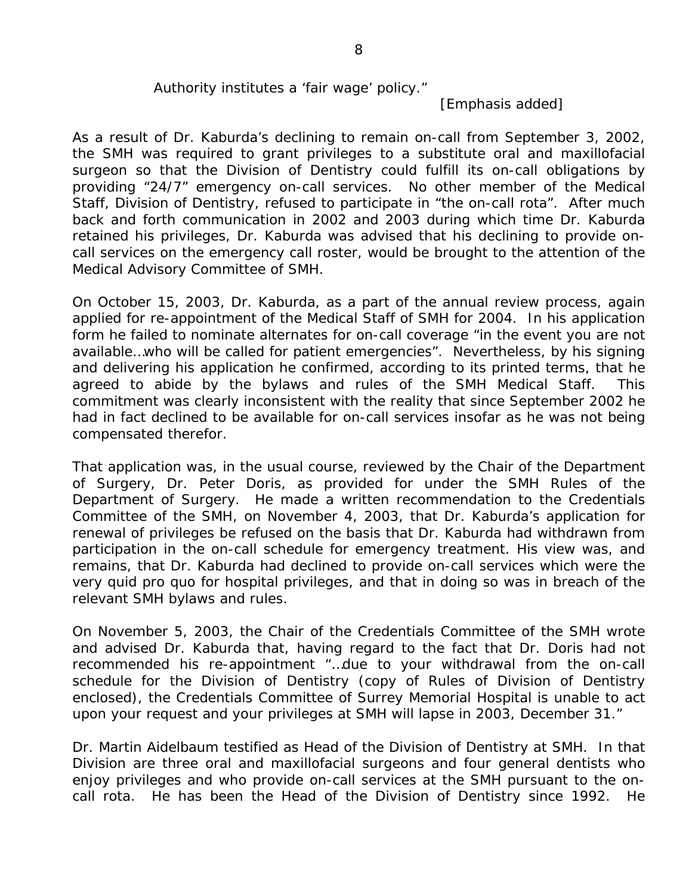Authority institutes a 'fair wage' policy."

[Emphasis added]

As a result of Dr. Kaburda's declining to remain on-call from September 3, 2002, the SMH was required to grant privileges to a substitute oral and maxillofacial surgeon so that the Division of Dentistry could fulfill its on-call obligations by providing "24/7" emergency on-call services. No other member of the Medical Staff, Division of Dentistry, refused to participate in "the on-call rota". After much back and forth communication in 2002 and 2003 during which time Dr. Kaburda retained his privileges, Dr. Kaburda was advised that his declining to provide on-call services on the emergency call roster, would be brought to the attention of the Medical Advisory Committee of SMH.

On October 15, 2003, Dr. Kaburda, as a part of the annual review process, again applied for re-appointment of the Medical Staff of SMH for 2004. In his application form he failed to nominate alternates for on-call coverage "in the event you are not available…who will be called for patient emergencies". Nevertheless, by his signing and delivering his application he confirmed, according to its printed terms, that he agreed to abide by the bylaws and rules of the SMH Medical Staff. This commitment was clearly inconsistent with the reality that since September 2002 he had in fact declined to be available for on-call services insofar as he was not being compensated therefor.

That application was, in the usual course, reviewed by the Chair of the Department of Surgery, Dr. Peter Doris, as provided for under the SMH Rules of the Department of Surgery. He made a written recommendation to the Credentials Committee of the SMH, on November 4, 2003, that Dr. Kaburda's application for renewal of privileges be refused on the basis that Dr. Kaburda had withdrawn from participation in the on-call schedule for emergency treatment. His view was, and remains, that Dr. Kaburda had declined to provide on-call services which were the very quid pro quo for hospital privileges, and that in doing so was in breach of the relevant SMH bylaws and rules.

On November 5, 2003, the Chair of the Credentials Committee of the SMH wrote and advised Dr. Kaburda that, having regard to the fact that Dr. Doris had not recommended his re-appointment "…due to your withdrawal from the on-call schedule for the Division of Dentistry (copy of Rules of Division of Dentistry enclosed), the Credentials Committee of Surrey Memorial Hospital is unable to act upon your request and your privileges at SMH will lapse in 2003, December 31."

Dr. Martin Aidelbaum testified as Head of the Division of Dentistry at SMH. In that Division are three oral and maxillofacial surgeons and four general dentists who enjoy privileges and who provide on-call services at the SMH pursuant to the on-call rota. He has been the Head of the Division of Dentistry since 1992. He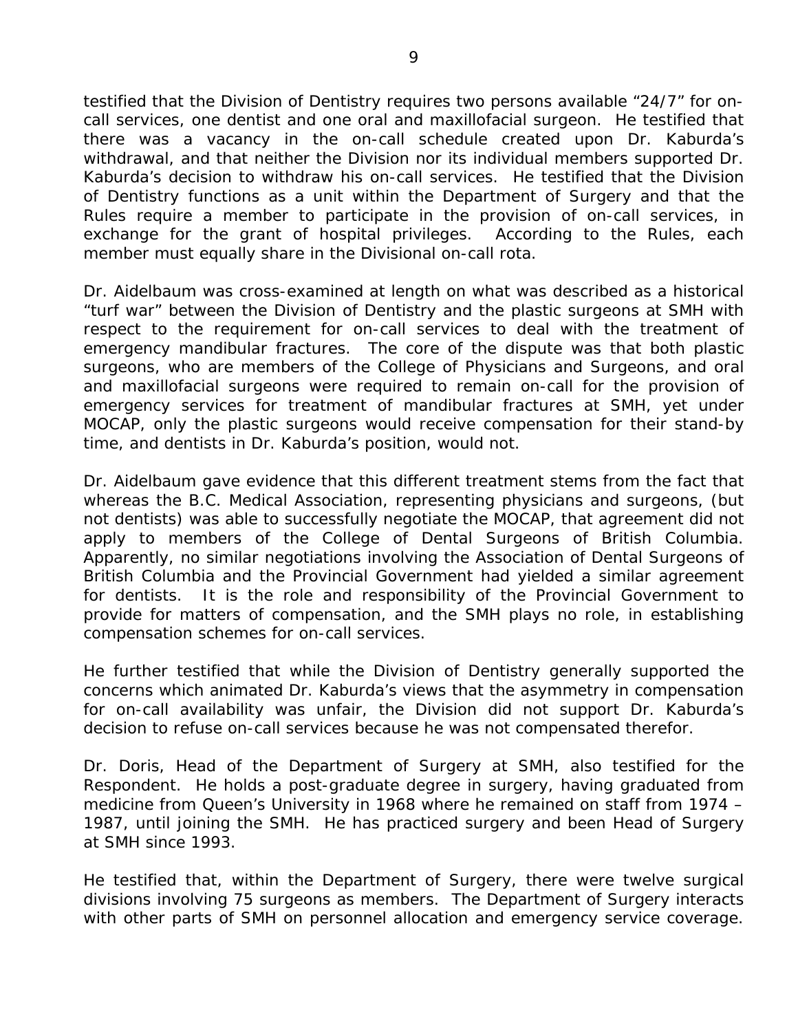testified that the Division of Dentistry requires two persons available "24/7" for on-call services, one dentist and one oral and maxillofacial surgeon. He testified that there was a vacancy in the on-call schedule created upon Dr. Kaburda's withdrawal, and that neither the Division nor its individual members supported Dr. Kaburda's decision to withdraw his on-call services. He testified that the Division of Dentistry functions as a unit within the Department of Surgery and that the Rules require a member to participate in the provision of on-call services, in exchange for the grant of hospital privileges. According to the Rules, each member must equally share in the Divisional on-call rota.

Dr. Aidelbaum was cross-examined at length on what was described as a historical "turf war" between the Division of Dentistry and the plastic surgeons at SMH with respect to the requirement for on-call services to deal with the treatment of emergency mandibular fractures. The core of the dispute was that both plastic surgeons, who are members of the College of Physicians and Surgeons, and oral and maxillofacial surgeons were required to remain on-call for the provision of emergency services for treatment of mandibular fractures at SMH, yet under MOCAP, only the plastic surgeons would receive compensation for their stand-by time, and dentists in Dr. Kaburda's position, would not.

Dr. Aidelbaum gave evidence that this different treatment stems from the fact that whereas the B.C. Medical Association, representing physicians and surgeons, (but not dentists) was able to successfully negotiate the MOCAP, that agreement did not apply to members of the College of Dental Surgeons of British Columbia. Apparently, no similar negotiations involving the Association of Dental Surgeons of British Columbia and the Provincial Government had yielded a similar agreement for dentists. It is the role and responsibility of the Provincial Government to provide for matters of compensation, and the SMH plays no role, in establishing compensation schemes for on-call services.

He further testified that while the Division of Dentistry generally supported the concerns which animated Dr. Kaburda's views that the asymmetry in compensation for on-call availability was unfair, the Division did not support Dr. Kaburda's decision to refuse on-call services because he was not compensated therefor.

Dr. Doris, Head of the Department of Surgery at SMH, also testified for the Respondent. He holds a post-graduate degree in surgery, having graduated from medicine from Queen's University in 1968 where he remained on staff from 1974 – 1987, until joining the SMH. He has practiced surgery and been Head of Surgery at SMH since 1993.

He testified that, within the Department of Surgery, there were twelve surgical divisions involving 75 surgeons as members. The Department of Surgery interacts with other parts of SMH on personnel allocation and emergency service coverage.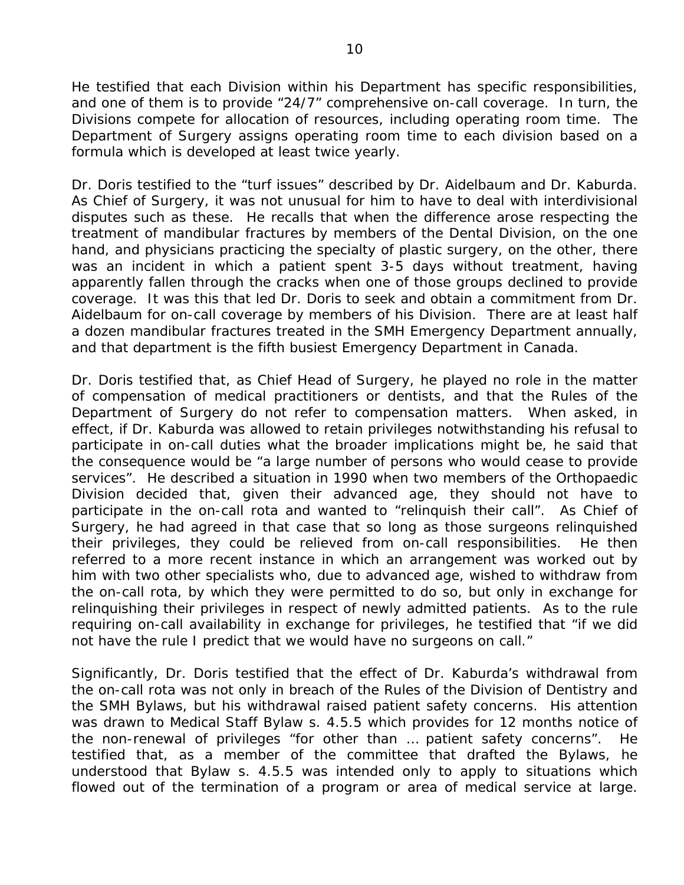He testified that each Division within his Department has specific responsibilities, and one of them is to provide "24/7" comprehensive on-call coverage. In turn, the Divisions compete for allocation of resources, including operating room time. The Department of Surgery assigns operating room time to each division based on a formula which is developed at least twice yearly.

Dr. Doris testified to the "turf issues" described by Dr. Aidelbaum and Dr. Kaburda. As Chief of Surgery, it was not unusual for him to have to deal with interdivisional disputes such as these. He recalls that when the difference arose respecting the treatment of mandibular fractures by members of the Dental Division, on the one hand, and physicians practicing the specialty of plastic surgery, on the other, there was an incident in which a patient spent 3-5 days without treatment, having apparently fallen through the cracks when one of those groups declined to provide coverage. It was this that led Dr. Doris to seek and obtain a commitment from Dr. Aidelbaum for on-call coverage by members of his Division. There are at least half a dozen mandibular fractures treated in the SMH Emergency Department annually, and that department is the fifth busiest Emergency Department in Canada.

Dr. Doris testified that, as Chief Head of Surgery, he played no role in the matter of compensation of medical practitioners or dentists, and that the Rules of the Department of Surgery do not refer to compensation matters. When asked, in effect, if Dr. Kaburda was allowed to retain privileges notwithstanding his refusal to participate in on-call duties what the broader implications might be, he said that the consequence would be "a large number of persons who would cease to provide services". He described a situation in 1990 when two members of the Orthopaedic Division decided that, given their advanced age, they should not have to participate in the on-call rota and wanted to "relinquish their call". As Chief of Surgery, he had agreed in that case that so long as those surgeons relinquished their privileges, they could be relieved from on-call responsibilities. He then referred to a more recent instance in which an arrangement was worked out by him with two other specialists who, due to advanced age, wished to withdraw from the on-call rota, by which they were permitted to do so, but only in exchange for relinquishing their privileges in respect of newly admitted patients. As to the rule requiring on-call availability in exchange for privileges, he testified that "if we did not have the rule I predict that we would have no surgeons on call."

Significantly, Dr. Doris testified that the effect of Dr. Kaburda's withdrawal from the on-call rota was not only in breach of the Rules of the Division of Dentistry and the SMH Bylaws, but his withdrawal raised patient safety concerns. His attention was drawn to Medical Staff Bylaw s. 4.5.5 which provides for 12 months notice of the non-renewal of privileges "for other than … patient safety concerns". He testified that, as a member of the committee that drafted the Bylaws, he understood that Bylaw s. 4.5.5 was intended only to apply to situations which flowed out of the termination of a program or area of medical service at large.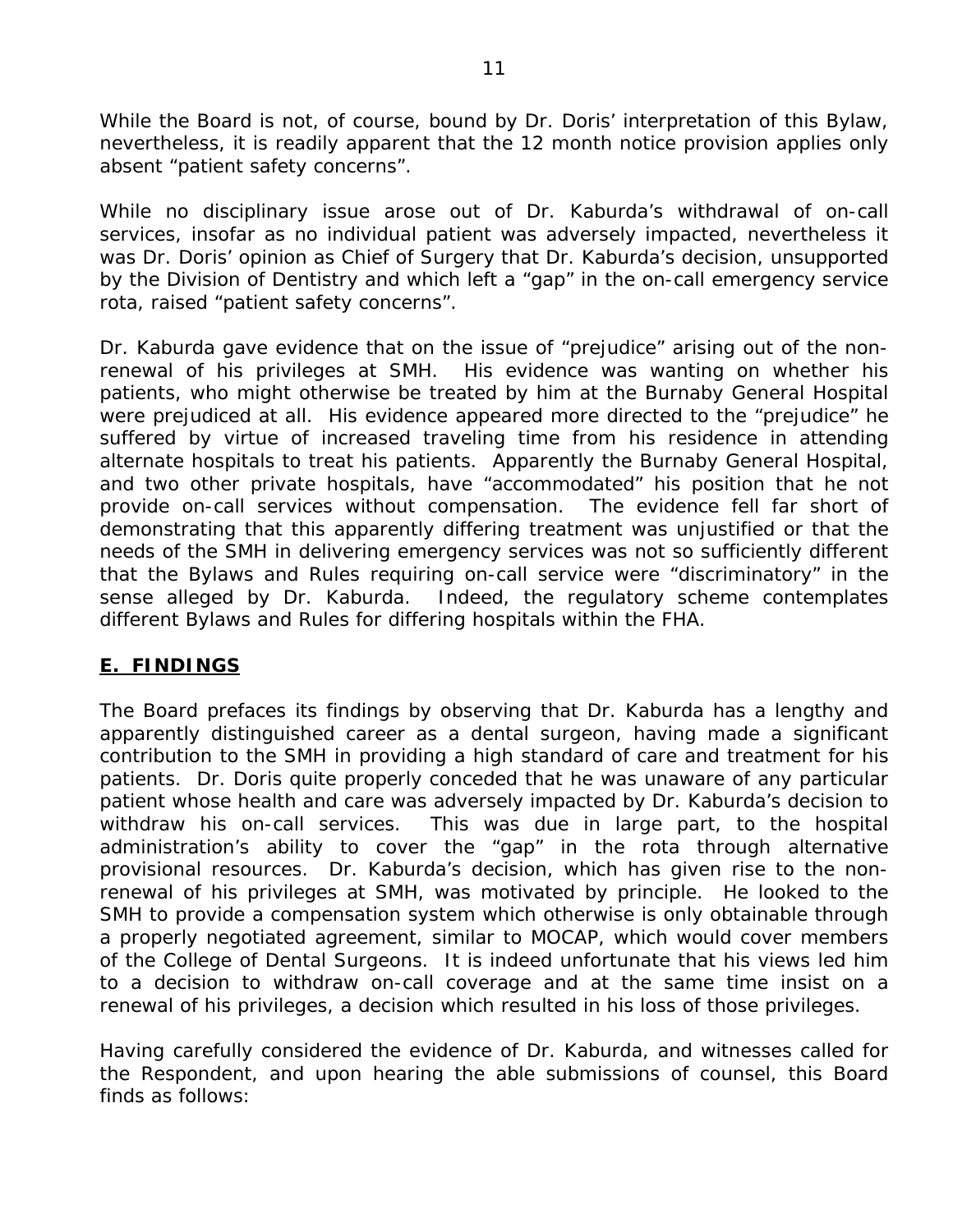While the Board is not, of course, bound by Dr. Doris' interpretation of this Bylaw, nevertheless, it is readily apparent that the 12 month notice provision applies only absent "patient safety concerns".

While no disciplinary issue arose out of Dr. Kaburda's withdrawal of on-call services, insofar as no individual patient was adversely impacted, nevertheless it was Dr. Doris' opinion as Chief of Surgery that Dr. Kaburda's decision, unsupported by the Division of Dentistry and which left a "gap" in the on-call emergency service rota, raised "patient safety concerns".

Dr. Kaburda gave evidence that on the issue of "prejudice" arising out of the non-renewal of his privileges at SMH. His evidence was wanting on whether his patients, who might otherwise be treated by him at the Burnaby General Hospital were prejudiced at all. His evidence appeared more directed to the "prejudice" he suffered by virtue of increased traveling time from his residence in attending alternate hospitals to treat his patients. Apparently the Burnaby General Hospital, and two other private hospitals, have "accommodated" his position that he not provide on-call services without compensation. The evidence fell far short of demonstrating that this apparently differing treatment was unjustified or that the needs of the SMH in delivering emergency services was not so sufficiently different that the Bylaws and Rules requiring on-call service were "discriminatory" in the sense alleged by Dr. Kaburda. Indeed, the regulatory scheme contemplates different Bylaws and Rules for differing hospitals within the FHA.

## E. FINDINGS

The Board prefaces its findings by observing that Dr. Kaburda has a lengthy and apparently distinguished career as a dental surgeon, having made a significant contribution to the SMH in providing a high standard of care and treatment for his patients. Dr. Doris quite properly conceded that he was unaware of any particular patient whose health and care was adversely impacted by Dr. Kaburda's decision to withdraw his on-call services. This was due in large part, to the hospital administration's ability to cover the "gap" in the rota through alternative provisional resources. Dr. Kaburda's decision, which has given rise to the non-renewal of his privileges at SMH, was motivated by principle. He looked to the SMH to provide a compensation system which otherwise is only obtainable through a properly negotiated agreement, similar to MOCAP, which would cover members of the College of Dental Surgeons. It is indeed unfortunate that his views led him to a decision to withdraw on-call coverage and at the same time insist on a renewal of his privileges, a decision which resulted in his loss of those privileges.

Having carefully considered the evidence of Dr. Kaburda, and witnesses called for the Respondent, and upon hearing the able submissions of counsel, this Board finds as follows: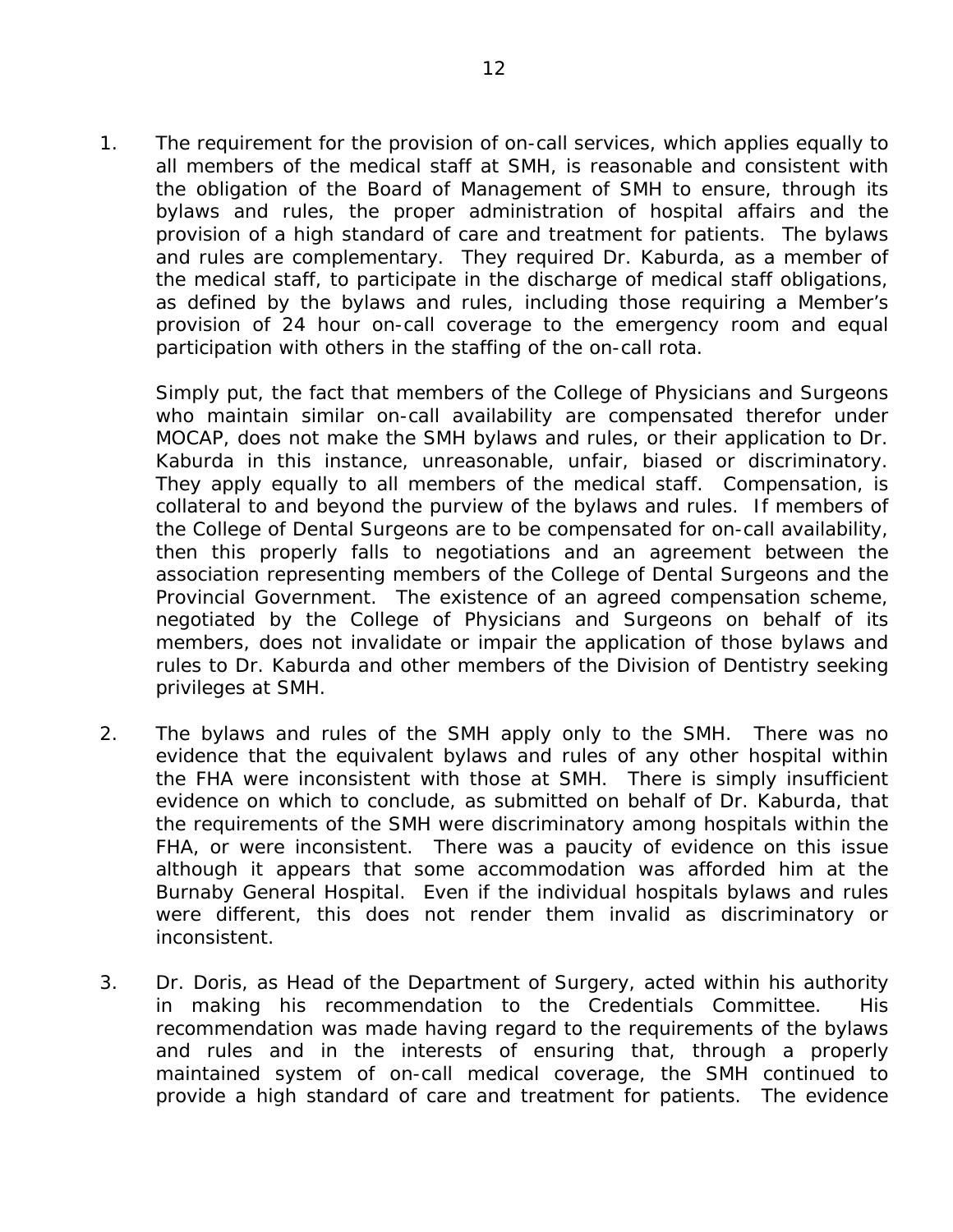1. The requirement for the provision of on-call services, which applies equally to all members of the medical staff at SMH, is reasonable and consistent with the obligation of the Board of Management of SMH to ensure, through its bylaws and rules, the proper administration of hospital affairs and the provision of a high standard of care and treatment for patients. The bylaws and rules are complementary. They required Dr. Kaburda, as a member of the medical staff, to participate in the discharge of medical staff obligations, as defined by the bylaws and rules, including those requiring a Member's provision of 24 hour on-call coverage to the emergency room and equal participation with others in the staffing of the on-call rota.

   Simply put, the fact that members of the College of Physicians and Surgeons who maintain similar on-call availability are compensated therefor under MOCAP, does not make the SMH bylaws and rules, or their application to Dr. Kaburda in this instance, unreasonable, unfair, biased or discriminatory. They apply equally to all members of the medical staff. Compensation, is collateral to and beyond the purview of the bylaws and rules. If members of the College of Dental Surgeons are to be compensated for on-call availability, then this properly falls to negotiations and an agreement between the association representing members of the College of Dental Surgeons and the Provincial Government. The existence of an agreed compensation scheme, negotiated by the College of Physicians and Surgeons on behalf of its members, does not invalidate or impair the application of those bylaws and rules to Dr. Kaburda and other members of the Division of Dentistry seeking privileges at SMH.

2. The bylaws and rules of the SMH apply only to the SMH. There was no evidence that the equivalent bylaws and rules of any other hospital within the FHA were inconsistent with those at SMH. There is simply insufficient evidence on which to conclude, as submitted on behalf of Dr. Kaburda, that the requirements of the SMH were discriminatory among hospitals within the FHA, or were inconsistent. There was a paucity of evidence on this issue although it appears that some accommodation was afforded him at the Burnaby General Hospital. Even if the individual hospitals bylaws and rules were different, this does not render them invalid as discriminatory or inconsistent.

3. Dr. Doris, as Head of the Department of Surgery, acted within his authority in making his recommendation to the Credentials Committee. His recommendation was made having regard to the requirements of the bylaws and rules and in the interests of ensuring that, through a properly maintained system of on-call medical coverage, the SMH continued to provide a high standard of care and treatment for patients. The evidence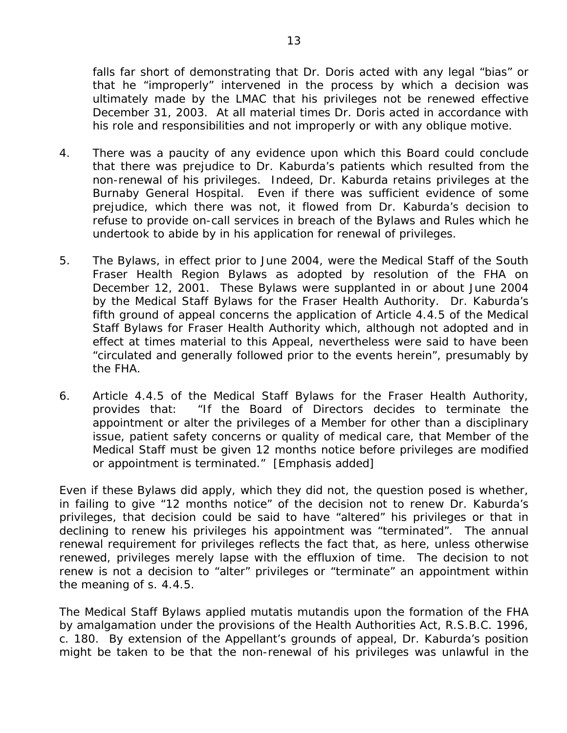falls far short of demonstrating that Dr. Doris acted with any legal "bias" or that he "improperly" intervened in the process by which a decision was ultimately made by the LMAC that his privileges not be renewed effective December 31, 2003. At all material times Dr. Doris acted in accordance with his role and responsibilities and not improperly or with any oblique motive.

4. There was a paucity of any evidence upon which this Board could conclude that there was prejudice to Dr. Kaburda's patients which resulted from the non-renewal of his privileges. Indeed, Dr. Kaburda retains privileges at the Burnaby General Hospital. Even if there was sufficient evidence of some prejudice, which there was not, it flowed from Dr. Kaburda's decision to refuse to provide on-call services in breach of the Bylaws and Rules which he undertook to abide by in his application for renewal of privileges.

5. The Bylaws, in effect prior to June 2004, were the Medical Staff of the South Fraser Health Region Bylaws as adopted by resolution of the FHA on December 12, 2001. These Bylaws were supplanted in or about June 2004 by the Medical Staff Bylaws for the Fraser Health Authority. Dr. Kaburda's fifth ground of appeal concerns the application of Article 4.4.5 of the Medical Staff Bylaws for Fraser Health Authority which, although not adopted and in effect at times material to this Appeal, nevertheless were said to have been "circulated and generally followed prior to the events herein", presumably by the FHA.

6. Article 4.4.5 of the Medical Staff Bylaws for the Fraser Health Authority, provides that: "If the Board of Directors decides to terminate the appointment or alter the privileges of a Member for other than a disciplinary issue, patient safety concerns or quality of medical care, that Member of the Medical Staff must be given 12 months notice before privileges are modified or appointment is terminated." [Emphasis added]

Even if these Bylaws did apply, which they did not, the question posed is whether, in failing to give "12 months notice" of the decision not to renew Dr. Kaburda's privileges, that decision could be said to have "altered" his privileges or that in declining to renew his privileges his appointment was "terminated". The annual renewal requirement for privileges reflects the fact that, as here, unless otherwise renewed, privileges merely lapse with the effluxion of time. The decision to not renew is not a decision to "alter" privileges or "terminate" an appointment within the meaning of s. 4.4.5.

The Medical Staff Bylaws applied mutatis mutandis upon the formation of the FHA by amalgamation under the provisions of the Health Authorities Act, R.S.B.C. 1996, c. 180. By extension of the Appellant's grounds of appeal, Dr. Kaburda's position might be taken to be that the non-renewal of his privileges was unlawful in the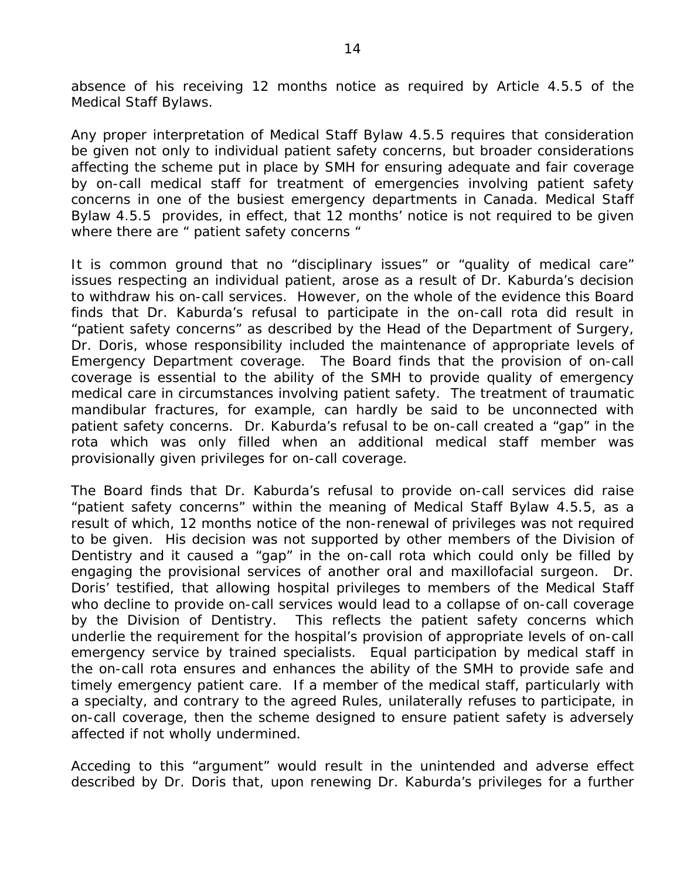absence of his receiving 12 months notice as required by Article 4.5.5 of the Medical Staff Bylaws.

Any proper interpretation of Medical Staff Bylaw 4.5.5 requires that consideration be given not only to individual patient safety concerns, but broader considerations affecting the scheme put in place by SMH for ensuring adequate and fair coverage by on-call medical staff for treatment of emergencies involving patient safety concerns in one of the busiest emergency departments in Canada. Medical Staff Bylaw 4.5.5 provides, in effect, that 12 months' notice is not required to be given where there are " patient safety concerns "

It is common ground that no "disciplinary issues" or "quality of medical care" issues respecting an individual patient, arose as a result of Dr. Kaburda's decision to withdraw his on-call services. However, on the whole of the evidence this Board finds that Dr. Kaburda's refusal to participate in the on-call rota did result in "patient safety concerns" as described by the Head of the Department of Surgery, Dr. Doris, whose responsibility included the maintenance of appropriate levels of Emergency Department coverage. The Board finds that the provision of on-call coverage is essential to the ability of the SMH to provide quality of emergency medical care in circumstances involving patient safety. The treatment of traumatic mandibular fractures, for example, can hardly be said to be unconnected with patient safety concerns. Dr. Kaburda's refusal to be on-call created a "gap" in the rota which was only filled when an additional medical staff member was provisionally given privileges for on-call coverage.

The Board finds that Dr. Kaburda's refusal to provide on-call services did raise "patient safety concerns" within the meaning of Medical Staff Bylaw 4.5.5, as a result of which, 12 months notice of the non-renewal of privileges was not required to be given. His decision was not supported by other members of the Division of Dentistry and it caused a "gap" in the on-call rota which could only be filled by engaging the provisional services of another oral and maxillofacial surgeon. Dr. Doris' testified, that allowing hospital privileges to members of the Medical Staff who decline to provide on-call services would lead to a collapse of on-call coverage by the Division of Dentistry. This reflects the patient safety concerns which underlie the requirement for the hospital's provision of appropriate levels of on-call emergency service by trained specialists. Equal participation by medical staff in the on-call rota ensures and enhances the ability of the SMH to provide safe and timely emergency patient care. If a member of the medical staff, particularly with a specialty, and contrary to the agreed Rules, unilaterally refuses to participate, in on-call coverage, then the scheme designed to ensure patient safety is adversely affected if not wholly undermined.

Acceding to this "argument" would result in the unintended and adverse effect described by Dr. Doris that, upon renewing Dr. Kaburda's privileges for a further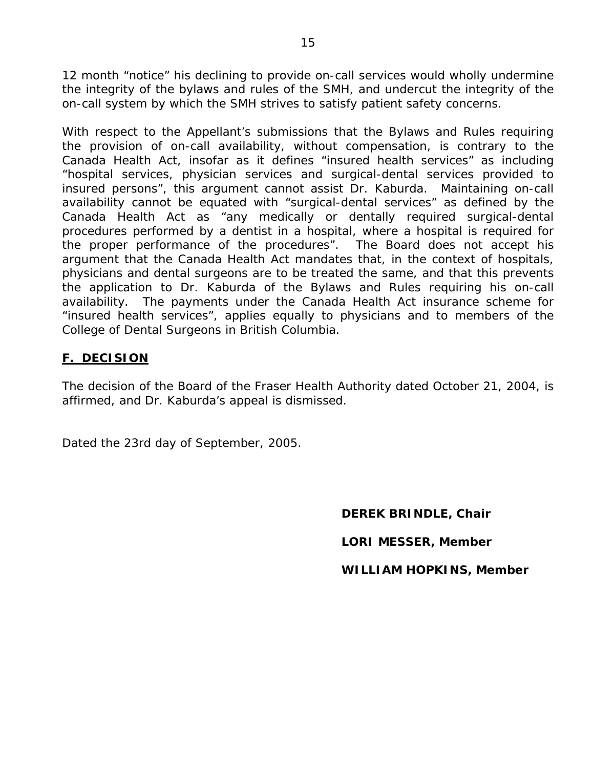12 month "notice" his declining to provide on-call services would wholly undermine the integrity of the bylaws and rules of the SMH, and undercut the integrity of the on-call system by which the SMH strives to satisfy patient safety concerns.

With respect to the Appellant's submissions that the Bylaws and Rules requiring the provision of on-call availability, without compensation, is contrary to the Canada Health Act, insofar as it defines "insured health services" as including "hospital services, physician services and surgical-dental services provided to insured persons", this argument cannot assist Dr. Kaburda. Maintaining on-call availability cannot be equated with "surgical-dental services" as defined by the Canada Health Act as "any medically or dentally required surgical-dental procedures performed by a dentist in a hospital, where a hospital is required for the proper performance of the procedures". The Board does not accept his argument that the Canada Health Act mandates that, in the context of hospitals, physicians and dental surgeons are to be treated the same, and that this prevents the application to Dr. Kaburda of the Bylaws and Rules requiring his on-call availability. The payments under the Canada Health Act insurance scheme for "insured health services", applies equally to physicians and to members of the College of Dental Surgeons in British Columbia.

## **F. DECISION**

The decision of the Board of the Fraser Health Authority dated October 21, 2004, is affirmed, and Dr. Kaburda's appeal is dismissed.

Dated the 23rd day of September, 2005.

**DEREK BRINDLE, Chair**

**LORI MESSER, Member**

**WILLIAM HOPKINS, Member**